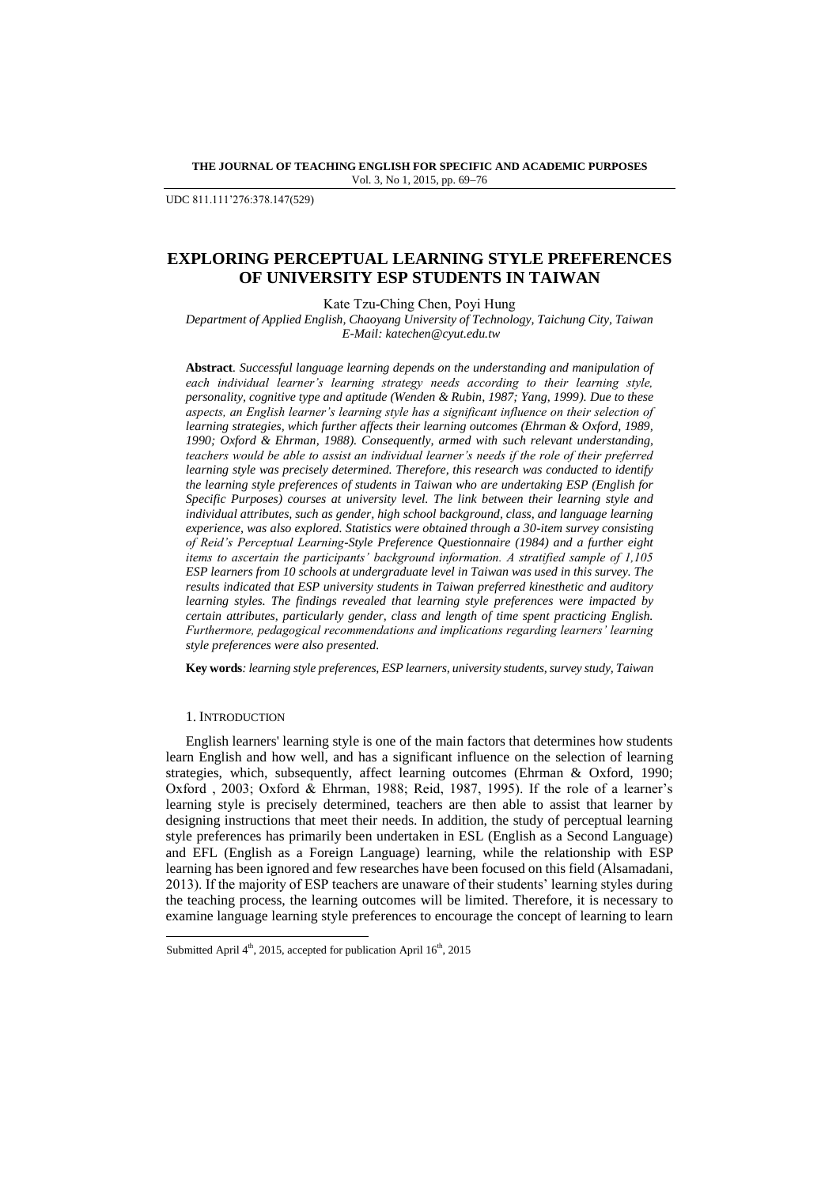UDC 811.111'276:378.147(529)

# EXPLORING PERCEPTUAL LEARNING STYLE PREFERENCES OF UNIVERSITY ESP STUDENTS IN TAIWAN

Kate Tzu-Ching Chen, Poyi Hung

*Department of Applied English, Chaoyang University of Technology, Taichung City, Taiwan*
*E-Mail: katechen@cyut.edu.tw*

**Abstract**. *Successful language learning depends on the understanding and manipulation of each individual learner's learning strategy needs according to their learning style, personality, cognitive type and aptitude (Wenden & Rubin, 1987; Yang, 1999). Due to these aspects, an English learner's learning style has a significant influence on their selection of learning strategies, which further affects their learning outcomes (Ehrman & Oxford, 1989, 1990; Oxford & Ehrman, 1988). Consequently, armed with such relevant understanding, teachers would be able to assist an individual learner's needs if the role of their preferred learning style was precisely determined. Therefore, this research was conducted to identify the learning style preferences of students in Taiwan who are undertaking ESP (English for Specific Purposes) courses at university level. The link between their learning style and individual attributes, such as gender, high school background, class, and language learning experience, was also explored. Statistics were obtained through a 30-item survey consisting of Reid's Perceptual Learning-Style Preference Questionnaire (1984) and a further eight items to ascertain the participants' background information. A stratified sample of 1,105 ESP learners from 10 schools at undergraduate level in Taiwan was used in this survey. The results indicated that ESP university students in Taiwan preferred kinesthetic and auditory learning styles. The findings revealed that learning style preferences were impacted by certain attributes, particularly gender, class and length of time spent practicing English. Furthermore, pedagogical recommendations and implications regarding learners' learning style preferences were also presented.*

**Key words**: *learning style preferences, ESP learners, university students, survey study, Taiwan*

## 1. INTRODUCTION

English learners' learning style is one of the main factors that determines how students learn English and how well, and has a significant influence on the selection of learning strategies, which, subsequently, affect learning outcomes (Ehrman & Oxford, 1990; Oxford , 2003; Oxford & Ehrman, 1988; Reid, 1987, 1995). If the role of a learner's learning style is precisely determined, teachers are then able to assist that learner by designing instructions that meet their needs. In addition, the study of perceptual learning style preferences has primarily been undertaken in ESL (English as a Second Language) and EFL (English as a Foreign Language) learning, while the relationship with ESP learning has been ignored and few researches have been focused on this field (Alsamadani, 2013). If the majority of ESP teachers are unaware of their students' learning styles during the teaching process, the learning outcomes will be limited. Therefore, it is necessary to examine language learning style preferences to encourage the concept of learning to learn

Submitted April 4[th], 2015, accepted for publication April 16[th], 2015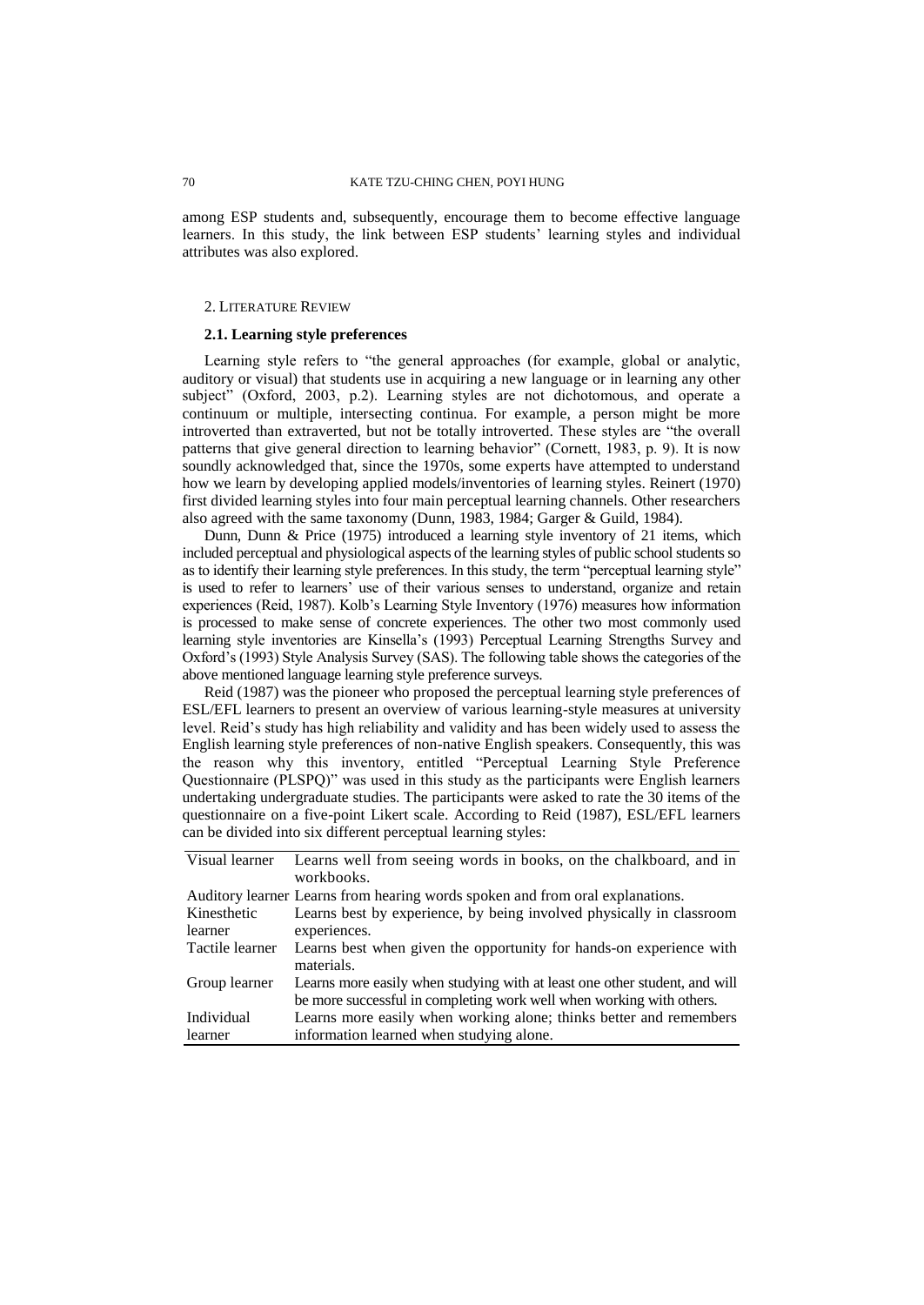among ESP students and, subsequently, encourage them to become effective language learners. In this study, the link between ESP students' learning styles and individual attributes was also explored.

## 2. Literature Review

### 2.1. Learning style preferences

Learning style refers to "the general approaches (for example, global or analytic, auditory or visual) that students use in acquiring a new language or in learning any other subject" (Oxford, 2003, p.2). Learning styles are not dichotomous, and operate a continuum or multiple, intersecting continua. For example, a person might be more introverted than extraverted, but not be totally introverted. These styles are "the overall patterns that give general direction to learning behavior" (Cornett, 1983, p. 9). It is now soundly acknowledged that, since the 1970s, some experts have attempted to understand how we learn by developing applied models/inventories of learning styles. Reinert (1970) first divided learning styles into four main perceptual learning channels. Other researchers also agreed with the same taxonomy (Dunn, 1983, 1984; Garger & Guild, 1984).

Dunn, Dunn & Price (1975) introduced a learning style inventory of 21 items, which included perceptual and physiological aspects of the learning styles of public school students so as to identify their learning style preferences. In this study, the term "perceptual learning style" is used to refer to learners' use of their various senses to understand, organize and retain experiences (Reid, 1987). Kolb's Learning Style Inventory (1976) measures how information is processed to make sense of concrete experiences. The other two most commonly used learning style inventories are Kinsella's (1993) Perceptual Learning Strengths Survey and Oxford's (1993) Style Analysis Survey (SAS). The following table shows the categories of the above mentioned language learning style preference surveys.

Reid (1987) was the pioneer who proposed the perceptual learning style preferences of ESL/EFL learners to present an overview of various learning-style measures at university level. Reid's study has high reliability and validity and has been widely used to assess the English learning style preferences of non-native English speakers. Consequently, this was the reason why this inventory, entitled "Perceptual Learning Style Preference Questionnaire (PLSPQ)" was used in this study as the participants were English learners undertaking undergraduate studies. The participants were asked to rate the 30 items of the questionnaire on a five-point Likert scale. According to Reid (1987), ESL/EFL learners can be divided into six different perceptual learning styles:

| | |
|---|---|
| Visual learner | Learns well from seeing words in books, on the chalkboard, and in workbooks. |
| Auditory learner | Learns from hearing words spoken and from oral explanations. |
| Kinesthetic learner | Learns best by experience, by being involved physically in classroom experiences. |
| Tactile learner | Learns best when given the opportunity for hands-on experience with materials. |
| Group learner | Learns more easily when studying with at least one other student, and will be more successful in completing work well when working with others. |
| Individual learner | Learns more easily when working alone; thinks better and remembers information learned when studying alone. |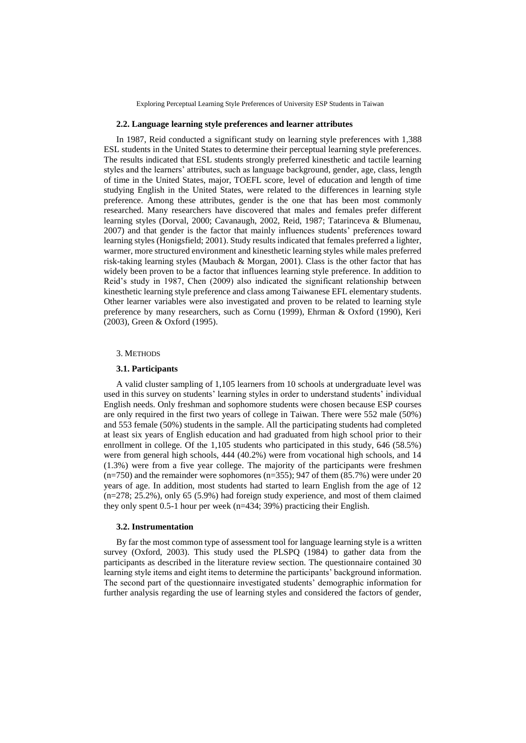### 2.2. Language learning style preferences and learner attributes

In 1987, Reid conducted a significant study on learning style preferences with 1,388 ESL students in the United States to determine their perceptual learning style preferences. The results indicated that ESL students strongly preferred kinesthetic and tactile learning styles and the learners' attributes, such as language background, gender, age, class, length of time in the United States, major, TOEFL score, level of education and length of time studying English in the United States, were related to the differences in learning style preference. Among these attributes, gender is the one that has been most commonly researched. Many researchers have discovered that males and females prefer different learning styles (Dorval, 2000; Cavanaugh, 2002, Reid, 1987; Tatarinceva & Blumenau, 2007) and that gender is the factor that mainly influences students' preferences toward learning styles (Honigsfield; 2001). Study results indicated that females preferred a lighter, warmer, more structured environment and kinesthetic learning styles while males preferred risk-taking learning styles (Maubach & Morgan, 2001). Class is the other factor that has widely been proven to be a factor that influences learning style preference. In addition to Reid's study in 1987, Chen (2009) also indicated the significant relationship between kinesthetic learning style preference and class among Taiwanese EFL elementary students. Other learner variables were also investigated and proven to be related to learning style preference by many researchers, such as Cornu (1999), Ehrman & Oxford (1990), Keri (2003), Green & Oxford (1995).

## 3. Methods

### 3.1. Participants

A valid cluster sampling of 1,105 learners from 10 schools at undergraduate level was used in this survey on students' learning styles in order to understand students' individual English needs. Only freshman and sophomore students were chosen because ESP courses are only required in the first two years of college in Taiwan. There were 552 male (50%) and 553 female (50%) students in the sample. All the participating students had completed at least six years of English education and had graduated from high school prior to their enrollment in college. Of the 1,105 students who participated in this study, 646 (58.5%) were from general high schools, 444 (40.2%) were from vocational high schools, and 14 (1.3%) were from a five year college. The majority of the participants were freshmen (n=750) and the remainder were sophomores (n=355); 947 of them (85.7%) were under 20 years of age. In addition, most students had started to learn English from the age of 12 (n=278; 25.2%), only 65 (5.9%) had foreign study experience, and most of them claimed they only spent 0.5-1 hour per week (n=434; 39%) practicing their English.

### 3.2. Instrumentation

By far the most common type of assessment tool for language learning style is a written survey (Oxford, 2003). This study used the PLSPQ (1984) to gather data from the participants as described in the literature review section. The questionnaire contained 30 learning style items and eight items to determine the participants' background information. The second part of the questionnaire investigated students' demographic information for further analysis regarding the use of learning styles and considered the factors of gender,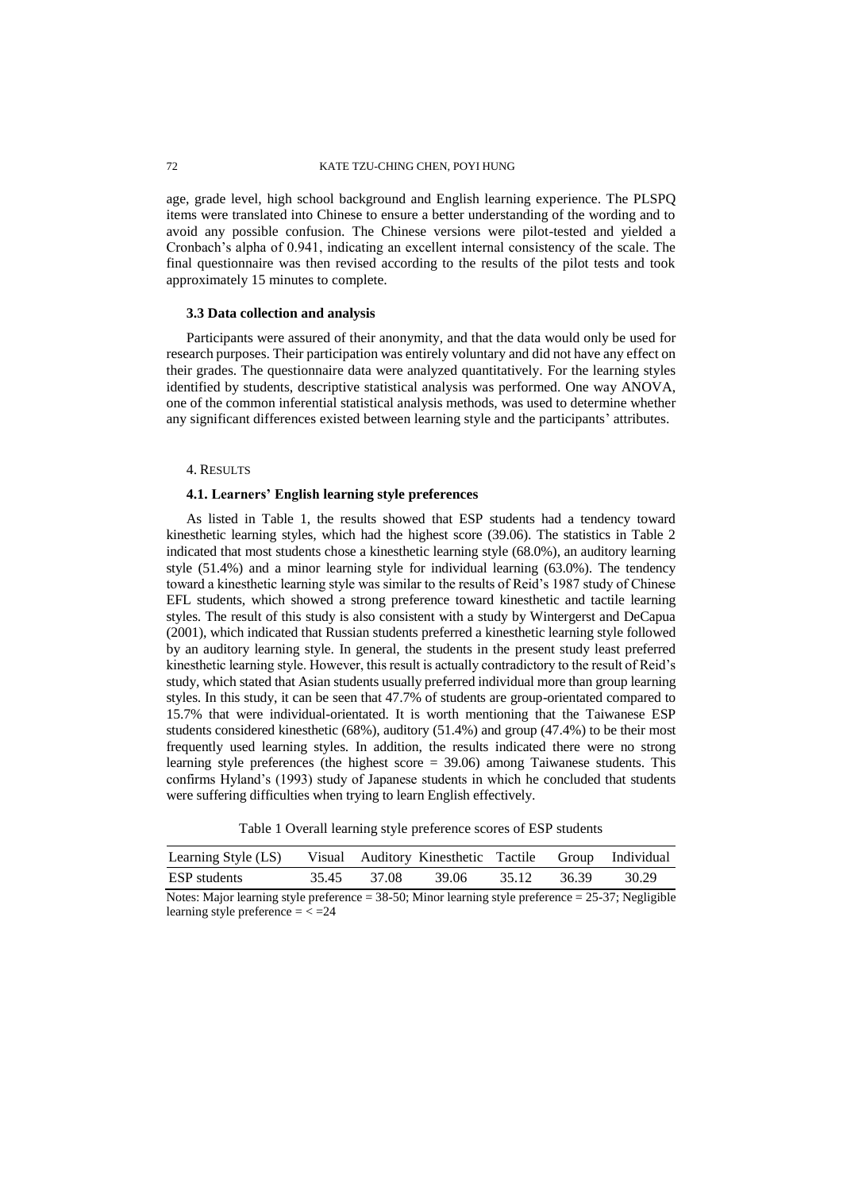age, grade level, high school background and English learning experience. The PLSPQ items were translated into Chinese to ensure a better understanding of the wording and to avoid any possible confusion. The Chinese versions were pilot-tested and yielded a Cronbach's alpha of 0.941, indicating an excellent internal consistency of the scale. The final questionnaire was then revised according to the results of the pilot tests and took approximately 15 minutes to complete.

### 3.3 Data collection and analysis

Participants were assured of their anonymity, and that the data would only be used for research purposes. Their participation was entirely voluntary and did not have any effect on their grades. The questionnaire data were analyzed quantitatively. For the learning styles identified by students, descriptive statistical analysis was performed. One way ANOVA, one of the common inferential statistical analysis methods, was used to determine whether any significant differences existed between learning style and the participants' attributes.

## 4. Results

### 4.1. Learners' English learning style preferences

As listed in Table 1, the results showed that ESP students had a tendency toward kinesthetic learning styles, which had the highest score (39.06). The statistics in Table 2 indicated that most students chose a kinesthetic learning style (68.0%), an auditory learning style (51.4%) and a minor learning style for individual learning (63.0%). The tendency toward a kinesthetic learning style was similar to the results of Reid's 1987 study of Chinese EFL students, which showed a strong preference toward kinesthetic and tactile learning styles. The result of this study is also consistent with a study by Wintergerst and DeCapua (2001), which indicated that Russian students preferred a kinesthetic learning style followed by an auditory learning style. In general, the students in the present study least preferred kinesthetic learning style. However, this result is actually contradictory to the result of Reid's study, which stated that Asian students usually preferred individual more than group learning styles. In this study, it can be seen that 47.7% of students are group-orientated compared to 15.7% that were individual-orientated. It is worth mentioning that the Taiwanese ESP students considered kinesthetic (68%), auditory (51.4%) and group (47.4%) to be their most frequently used learning styles. In addition, the results indicated there were no strong learning style preferences (the highest score = 39.06) among Taiwanese students. This confirms Hyland's (1993) study of Japanese students in which he concluded that students were suffering difficulties when trying to learn English effectively.

Table 1 Overall learning style preference scores of ESP students

| Learning Style (LS) | Visual | Auditory | Kinesthetic | Tactile | Group | Individual |
|---|---|---|---|---|---|---|
| ESP students | 35.45 | 37.08 | 39.06 | 35.12 | 36.39 | 30.29 |

Notes: Major learning style preference = 38-50; Minor learning style preference = 25-37; Negligible learning style preference = < =24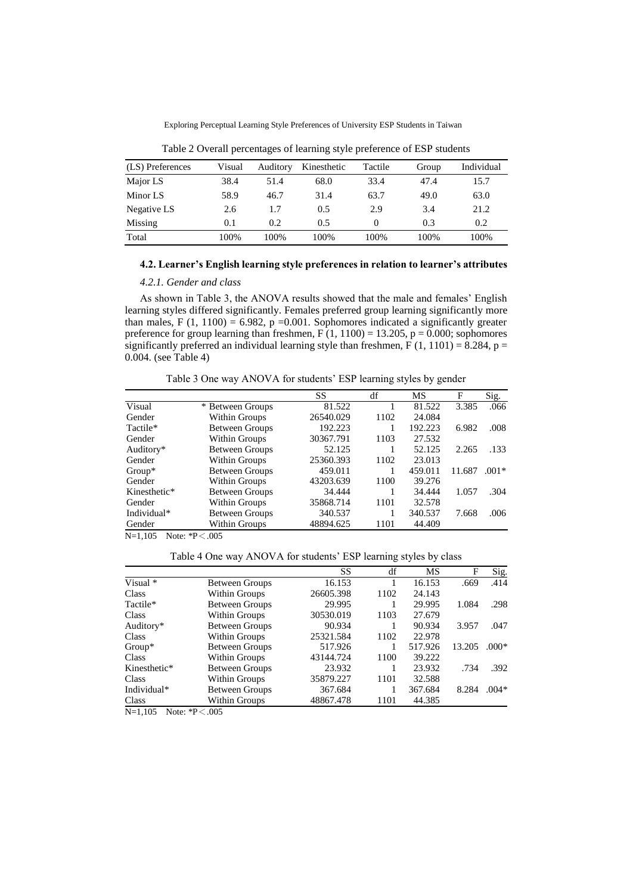Table 2 Overall percentages of learning style preference of ESP students

| (LS) Preferences | Visual | Auditory | Kinesthetic | Tactile | Group | Individual |
|---|---|---|---|---|---|---|
| Major LS | 38.4 | 51.4 | 68.0 | 33.4 | 47.4 | 15.7 |
| Minor LS | 58.9 | 46.7 | 31.4 | 63.7 | 49.0 | 63.0 |
| Negative LS | 2.6 | 1.7 | 0.5 | 2.9 | 3.4 | 21.2 |
| Missing | 0.1 | 0.2 | 0.5 | 0 | 0.3 | 0.2 |
| Total | 100% | 100% | 100% | 100% | 100% | 100% |

### 4.2. Learner's English learning style preferences in relation to learner's attributes

#### *4.2.1. Gender and class*

As shown in Table 3, the ANOVA results showed that the male and females' English learning styles differed significantly. Females preferred group learning significantly more than males, $F(1, 1100) = 6.982$, $p = 0.001$. Sophomores indicated a significantly greater preference for group learning than freshmen, $F(1, 1100) = 13.205$, $p = 0.000$; sophomores significantly preferred an individual learning style than freshmen, $F(1, 1101) = 8.284$, $p = 0.004$. (see Table 4)

Table 3 One way ANOVA for students' ESP learning styles by gender

| | | SS | df | MS | F | Sig. |
|---|---|---|---|---|---|---|
| Visual | * Between Groups | 81.522 | 1 | 81.522 | 3.385 | .066 |
| Gender | Within Groups | 26540.029 | 1102 | 24.084 | | |
| Tactile* | Between Groups | 192.223 | 1 | 192.223 | 6.982 | .008 |
| Gender | Within Groups | 30367.791 | 1103 | 27.532 | | |
| Auditory* | Between Groups | 52.125 | 1 | 52.125 | 2.265 | .133 |
| Gender | Within Groups | 25360.393 | 1102 | 23.013 | | |
| Group* | Between Groups | 459.011 | 1 | 459.011 | 11.687 | .001* |
| Gender | Within Groups | 43203.639 | 1100 | 39.276 | | |
| Kinesthetic* | Between Groups | 34.444 | 1 | 34.444 | 1.057 | .304 |
| Gender | Within Groups | 35868.714 | 1101 | 32.578 | | |
| Individual* | Between Groups | 340.537 | 1 | 340.537 | 7.668 | .006 |
| Gender | Within Groups | 48894.625 | 1101 | 44.409 | | |

N=1,105 Note: *P＜.005

Table 4 One way ANOVA for students' ESP learning styles by class

| | | SS | df | MS | F | Sig. |
|---|---|---|---|---|---|---|
| Visual * | Between Groups | 16.153 | 1 | 16.153 | .669 | .414 |
| Class | Within Groups | 26605.398 | 1102 | 24.143 | | |
| Tactile* | Between Groups | 29.995 | 1 | 29.995 | 1.084 | .298 |
| Class | Within Groups | 30530.019 | 1103 | 27.679 | | |
| Auditory* | Between Groups | 90.934 | 1 | 90.934 | 3.957 | .047 |
| Class | Within Groups | 25321.584 | 1102 | 22.978 | | |
| Group* | Between Groups | 517.926 | 1 | 517.926 | 13.205 | .000* |
| Class | Within Groups | 43144.724 | 1100 | 39.222 | | |
| Kinesthetic* | Between Groups | 23.932 | 1 | 23.932 | .734 | .392 |
| Class | Within Groups | 35879.227 | 1101 | 32.588 | | |
| Individual* | Between Groups | 367.684 | 1 | 367.684 | 8.284 | .004* |
| Class | Within Groups | 48867.478 | 1101 | 44.385 | | |

N=1,105 Note: *P＜.005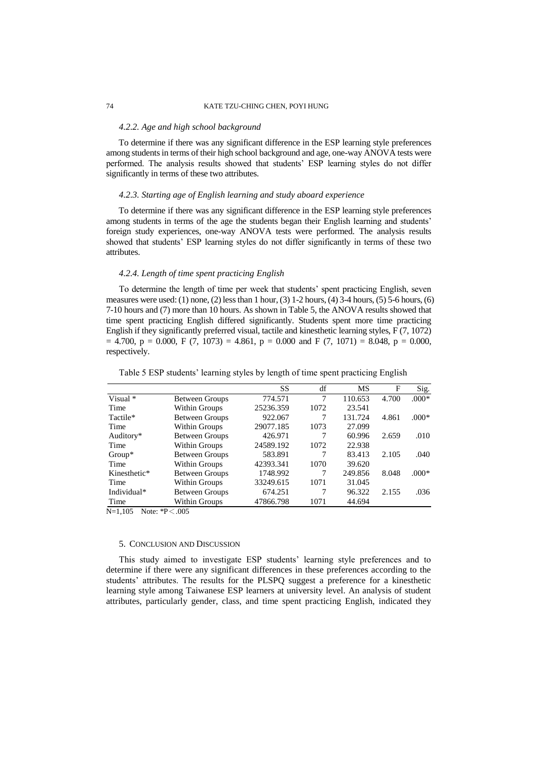### *4.2.2. Age and high school background*

To determine if there was any significant difference in the ESP learning style preferences among students in terms of their high school background and age, one-way ANOVA tests were performed. The analysis results showed that students' ESP learning styles do not differ significantly in terms of these two attributes.

### *4.2.3. Starting age of English learning and study aboard experience*

To determine if there was any significant difference in the ESP learning style preferences among students in terms of the age the students began their English learning and students' foreign study experiences, one-way ANOVA tests were performed. The analysis results showed that students' ESP learning styles do not differ significantly in terms of these two attributes.

### *4.2.4. Length of time spent practicing English*

To determine the length of time per week that students' spent practicing English, seven measures were used: (1) none, (2) less than 1 hour, (3) 1-2 hours, (4) 3-4 hours, (5) 5-6 hours, (6) 7-10 hours and (7) more than 10 hours. As shown in Table 5, the ANOVA results showed that time spent practicing English differed significantly. Students spent more time practicing English if they significantly preferred visual, tactile and kinesthetic learning styles, $F(7, 1072) = 4.700$, $p = 0.000$, $F(7, 1073) = 4.861$, $p = 0.000$ and $F(7, 1071) = 8.048$, $p = 0.000$, respectively.

Table 5 ESP students' learning styles by length of time spent practicing English

| | | SS | df | MS | F | Sig. |
|---|---|---|---|---|---|---|
| Visual * | Between Groups | 774.571 | 7 | 110.653 | 4.700 | .000* |
| Time | Within Groups | 25236.359 | 1072 | 23.541 | | |
| Tactile* | Between Groups | 922.067 | 7 | 131.724 | 4.861 | .000* |
| Time | Within Groups | 29077.185 | 1073 | 27.099 | | |
| Auditory* | Between Groups | 426.971 | 7 | 60.996 | 2.659 | .010 |
| Time | Within Groups | 24589.192 | 1072 | 22.938 | | |
| Group* | Between Groups | 583.891 | 7 | 83.413 | 2.105 | .040 |
| Time | Within Groups | 42393.341 | 1070 | 39.620 | | |
| Kinesthetic* | Between Groups | 1748.992 | 7 | 249.856 | 8.048 | .000* |
| Time | Within Groups | 33249.615 | 1071 | 31.045 | | |
| Individual* | Between Groups | 674.251 | 7 | 96.322 | 2.155 | .036 |
| Time | Within Groups | 47866.798 | 1071 | 44.694 | | |

N=1,105 Note: $*P < .005$

## 5. Conclusion and Discussion

This study aimed to investigate ESP students' learning style preferences and to determine if there were any significant differences in these preferences according to the students' attributes. The results for the PLSPQ suggest a preference for a kinesthetic learning style among Taiwanese ESP learners at university level. An analysis of student attributes, particularly gender, class, and time spent practicing English, indicated they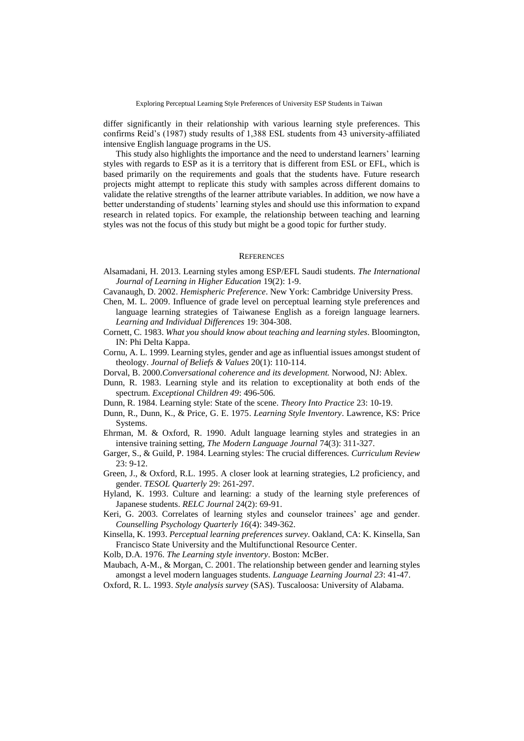differ significantly in their relationship with various learning style preferences. This confirms Reid's (1987) study results of 1,388 ESL students from 43 university-affiliated intensive English language programs in the US.

This study also highlights the importance and the need to understand learners' learning styles with regards to ESP as it is a territory that is different from ESL or EFL, which is based primarily on the requirements and goals that the students have. Future research projects might attempt to replicate this study with samples across different domains to validate the relative strengths of the learner attribute variables. In addition, we now have a better understanding of students' learning styles and should use this information to expand research in related topics. For example, the relationship between teaching and learning styles was not the focus of this study but might be a good topic for further study.

## REFERENCES

Alsamadani, H. 2013. Learning styles among ESP/EFL Saudi students. *The International Journal of Learning in Higher Education* 19(2): 1-9.

Cavanaugh, D. 2002. *Hemispheric Preference*. New York: Cambridge University Press.

Chen, M. L. 2009. Influence of grade level on perceptual learning style preferences and language learning strategies of Taiwanese English as a foreign language learners. *Learning and Individual Differences* 19: 304-308.

Cornett, C. 1983. *What you should know about teaching and learning styles*. Bloomington, IN: Phi Delta Kappa.

Cornu, A. L. 1999. Learning styles, gender and age as influential issues amongst student of theology. *Journal of Beliefs & Values* 20(1): 110-114.

Dorval, B. 2000.*Conversational coherence and its development.* Norwood, NJ: Ablex.

Dunn, R. 1983. Learning style and its relation to exceptionality at both ends of the spectrum. *Exceptional Children 49*: 496-506.

Dunn, R. 1984. Learning style: State of the scene. *Theory Into Practice* 23: 10-19.

Dunn, R., Dunn, K., & Price, G. E. 1975. *Learning Style Inventory*. Lawrence, KS: Price Systems.

Ehrman, M. & Oxford, R. 1990. Adult language learning styles and strategies in an intensive training setting, *The Modern Language Journal* 74(3): 311-327.

Garger, S., & Guild, P. 1984. Learning styles: The crucial differences. *Curriculum Review* 23: 9-12.

Green, J., & Oxford, R.L. 1995. A closer look at learning strategies, L2 proficiency, and gender. *TESOL Quarterly* 29: 261-297.

Hyland, K. 1993. Culture and learning: a study of the learning style preferences of Japanese students. *RELC Journal* 24(2): 69-91.

Keri, G. 2003. Correlates of learning styles and counselor trainees' age and gender. *Counselling Psychology Quarterly 16*(4): 349-362.

Kinsella, K. 1993. *Perceptual learning preferences survey*. Oakland, CA: K. Kinsella, San Francisco State University and the Multifunctional Resource Center.

Kolb, D.A. 1976. *The Learning style inventory*. Boston: McBer.

Maubach, A-M., & Morgan, C. 2001. The relationship between gender and learning styles amongst a level modern languages students. *Language Learning Journal 23*: 41-47.

Oxford, R. L. 1993. *Style analysis survey* (SAS). Tuscaloosa: University of Alabama.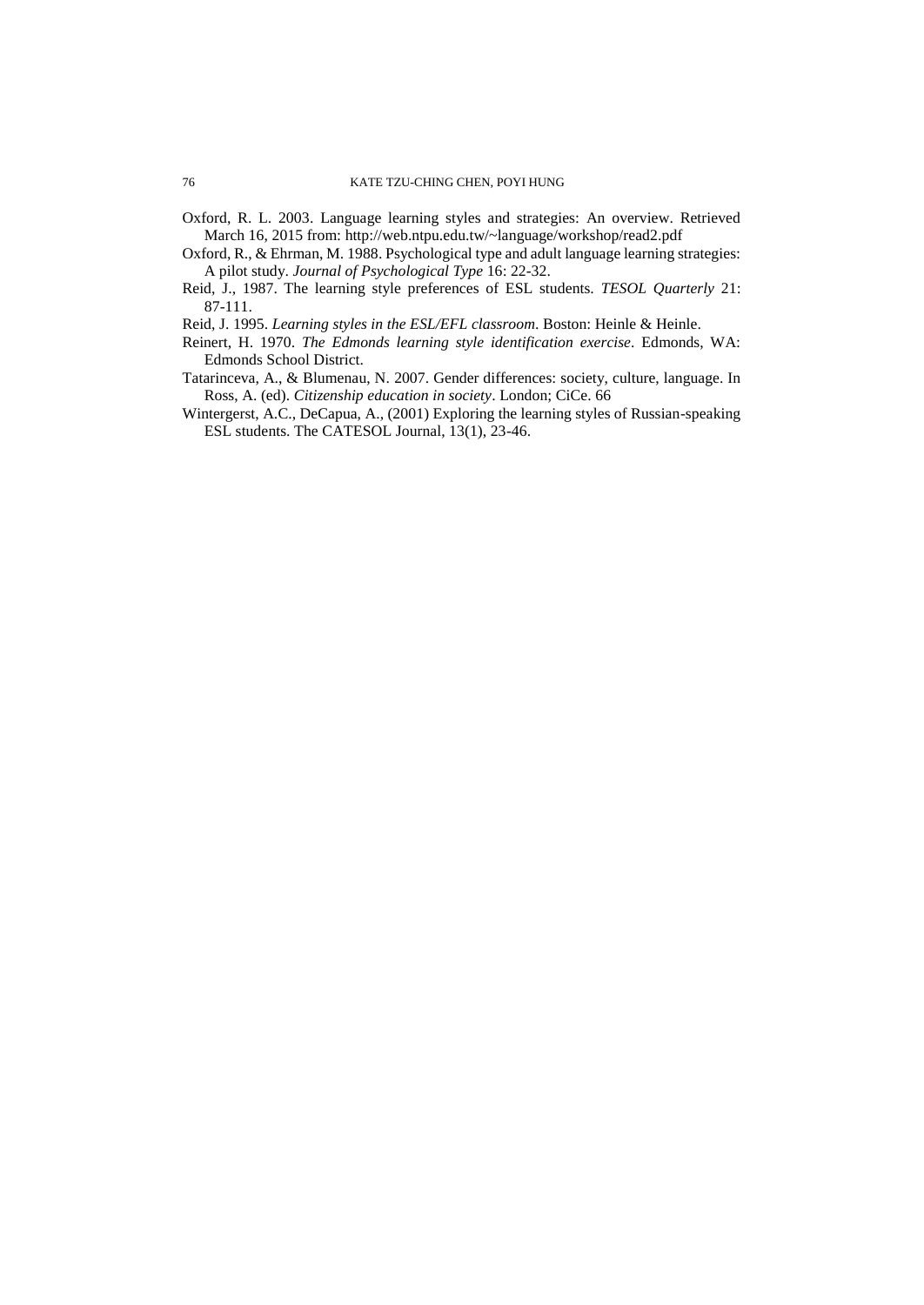Oxford, R. L. 2003. Language learning styles and strategies: An overview. Retrieved March 16, 2015 from: http://web.ntpu.edu.tw/~language/workshop/read2.pdf

Oxford, R., & Ehrman, M. 1988. Psychological type and adult language learning strategies: A pilot study. *Journal of Psychological Type* 16: 22-32.

Reid, J., 1987. The learning style preferences of ESL students. *TESOL Quarterly* 21: 87-111.

Reid, J. 1995. *Learning styles in the ESL/EFL classroom*. Boston: Heinle & Heinle.

Reinert, H. 1970. *The Edmonds learning style identification exercise*. Edmonds, WA: Edmonds School District.

Tatarinceva, A., & Blumenau, N. 2007. Gender differences: society, culture, language. In Ross, A. (ed). *Citizenship education in society*. London; CiCe. 66

Wintergerst, A.C., DeCapua, A., (2001) Exploring the learning styles of Russian-speaking ESL students. The CATESOL Journal, 13(1), 23-46.